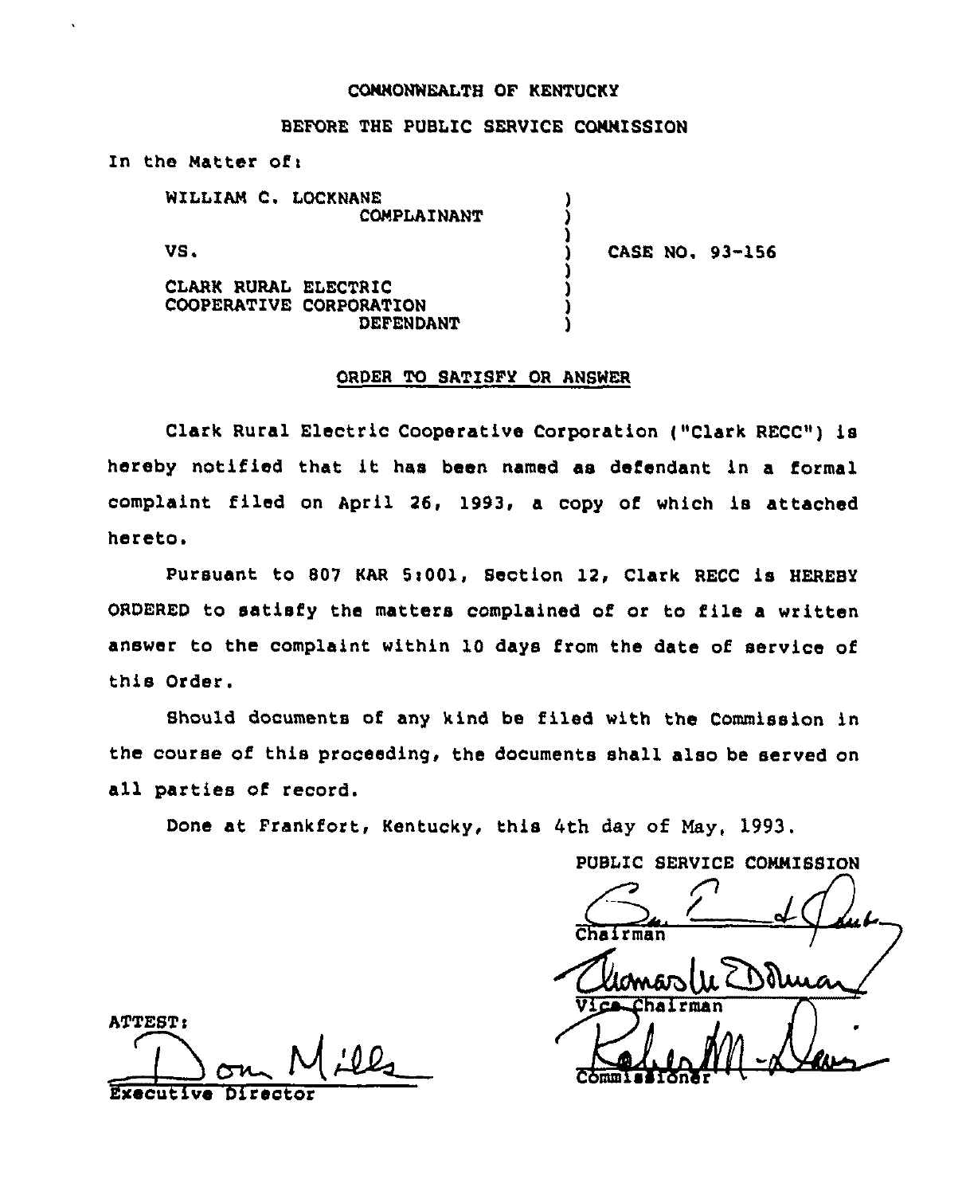COMMONWEALTH OF KENTUCKY

BEFORE THE PUBLIC SERVICE COMMISSION

In the Matter of:

| | | |
|---|---|---|
| WILLIAM C. LOCKNANE<br>COMPLAINANT | ) | |
| VS. | ) | CASE NO. 93-156 |
| CLARK RURAL ELECTRIC COOPERATIVE CORPORATION<br>DEFENDANT | ) | |

## ORDER TO SATISFY OR ANSWER

Clark Rural Electric Cooperative Corporation ("Clark RECC") is hereby notified that it has been named as defendant in a formal complaint filed on April 26, 1993, a copy of which is attached hereto.

Pursuant to 807 KAR 5:001, Section 12, Clark RECC is HEREBY ORDERED to satisfy the matters complained of or to file a written answer to the complaint within 10 days from the date of service of this Order.

Should documents of any kind be filed with the Commission in the course of this proceeding, the documents shall also be served on all parties of record.

Done at Frankfort, Kentucky, this 4th day of May, 1993.

PUBLIC SERVICE COMMISSION

Chairman

Vice Chairman

Commissioner

ATTEST:

Executive Director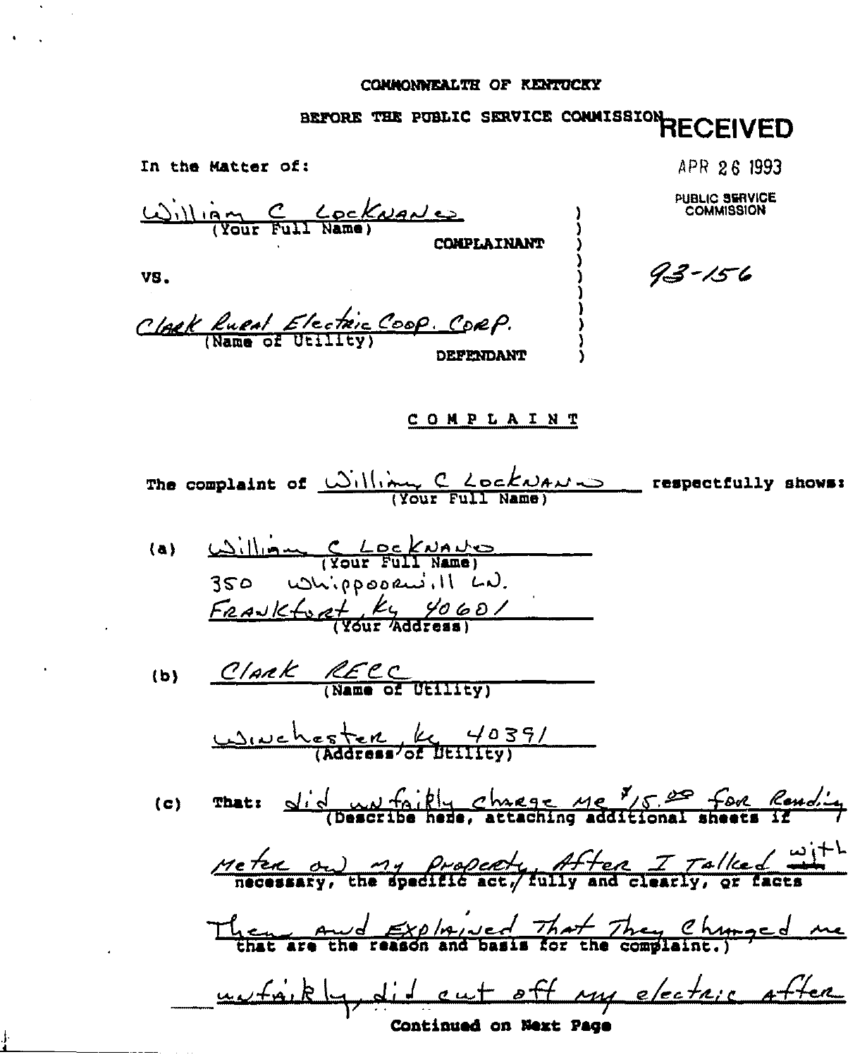COMMONWEALTH OF KENTUCKY

BEFORE THE PUBLIC SERVICE COMMISSION

RECEIVED

APR 26 1993

PUBLIC SERVICE COMMISSION

93-156

In the Matter of:

William C Locknane
(Your Full Name)

COMPLAINANT

VS.

Clark Rural Electric Coop. Corp.
(Name of Utility)

DEFENDANT

COMPLAINT

The complaint of William C Locknane (Your Full Name) respectfully shows:

(a) William C Locknane
(Your Full Name)
350 Whippoorwill Ln.
Frankfort, Ky 40601
(Your Address)

(b) Clark RECC
(Name of Utility)

Winchester, ky 40391
(Address of Utility)

(c) That: did unfairly charge me $15.00 for Reading Meter on my property. After I talked with Them and Explained That They Charged me unfairly, did cut off my electric after
(Describe here, attaching additional sheets if necessary, the specific act, fully and clearly, or facts that are the reason and basis for the complaint.)

Continued on Next Page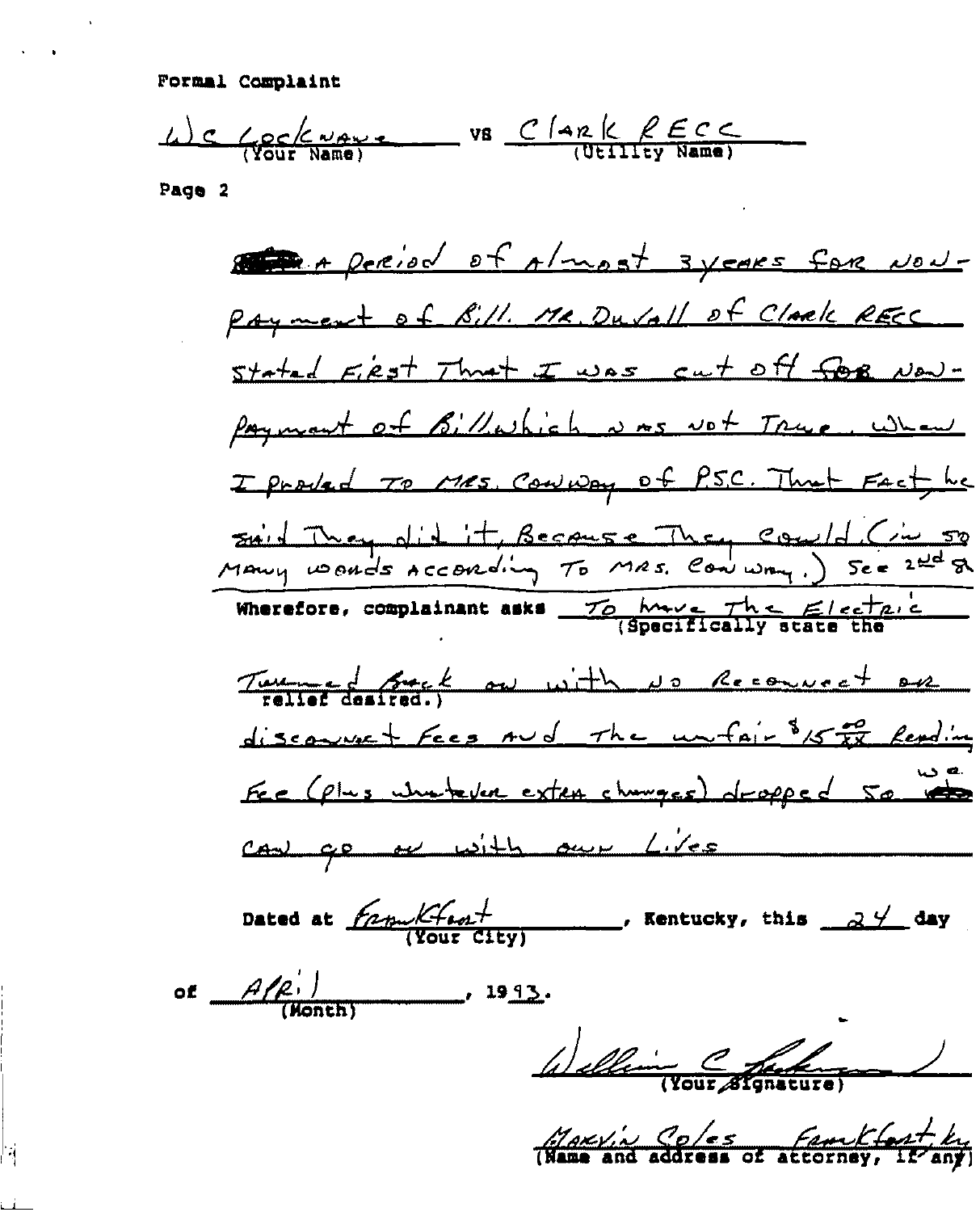Formal Complaint

WC Lockname (Your Name) vs Clark RECC (Utility Name)

Page 2

A period of almost 3 years for non-payment of Bill. Mr. Duvall of Clark RECC stated first that I was cut off for non-payment of Bill which was not true. When I proved to Mrs. Conway of PSC. That fact, he said they did it, because they could (in so many words according to Mrs. Conway.) See 2nd sh

Wherefore, complainant asks To have the Electric (Specifically state the Turned back on with no reconnect or relief desired.) disconnect fees and the unfair $15.00/XX Reading Fee (plus whatever extra charges) dropped so we can go on with our lives

Dated at Frankfort (Your City), Kentucky, this 24 day of April (Month), 1993.

William C [signature] (Your Signature)

Marvin Coles Frankfort Ky (Name and address of attorney, if any)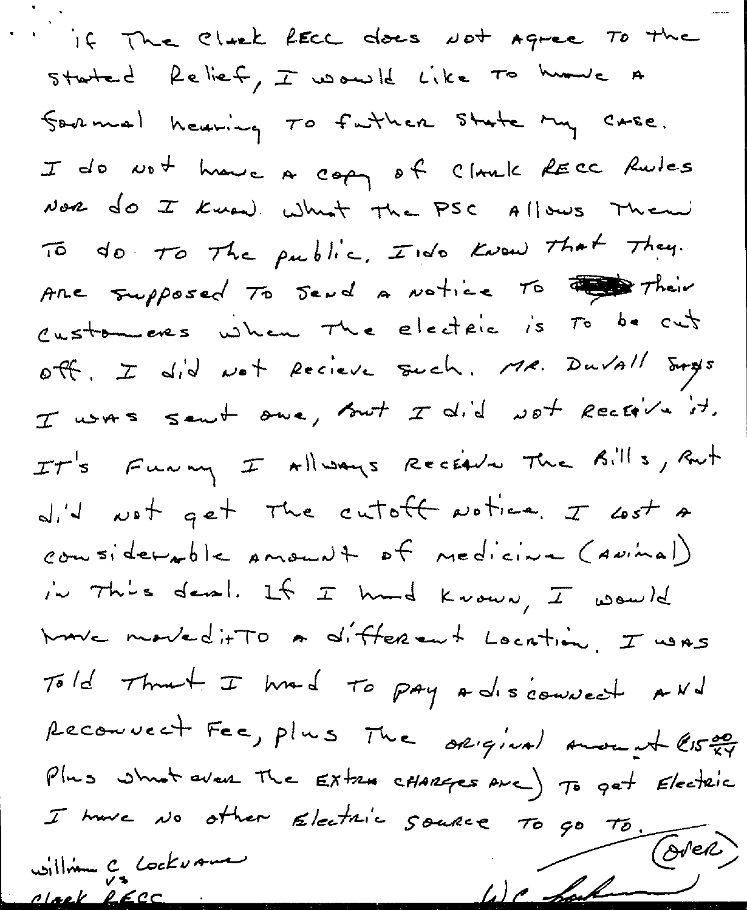If The Clark RECC does not agree To the stated Relief, I would like To have A formal hearing To futher State my case. I do not have A copy of Clark RECC Rules Nor do I know what The PSC Allows Them To do To The public. I do know That They Are supposed To Send A notice To Their customers when The electric is To be cut off. I did not Recieve such. Mr. DuVall says I was sent one, But I did not Receive it. It's Funny I allways Receive The Bills, But did not get The cutoff notice. I lost A considerable amount of medicine (Animal) in This deal. If I had known, I would have moved it To a different Location. I was Told That I had To pay a disconnect and Reconnect Fee, plus The original amount ($15.00/KY plus whatever The Extra charges are) To get Electric I have no other Electric Source To go To.

(Over)

William C. Lockname
vs
Clark RECC

W C Lockname